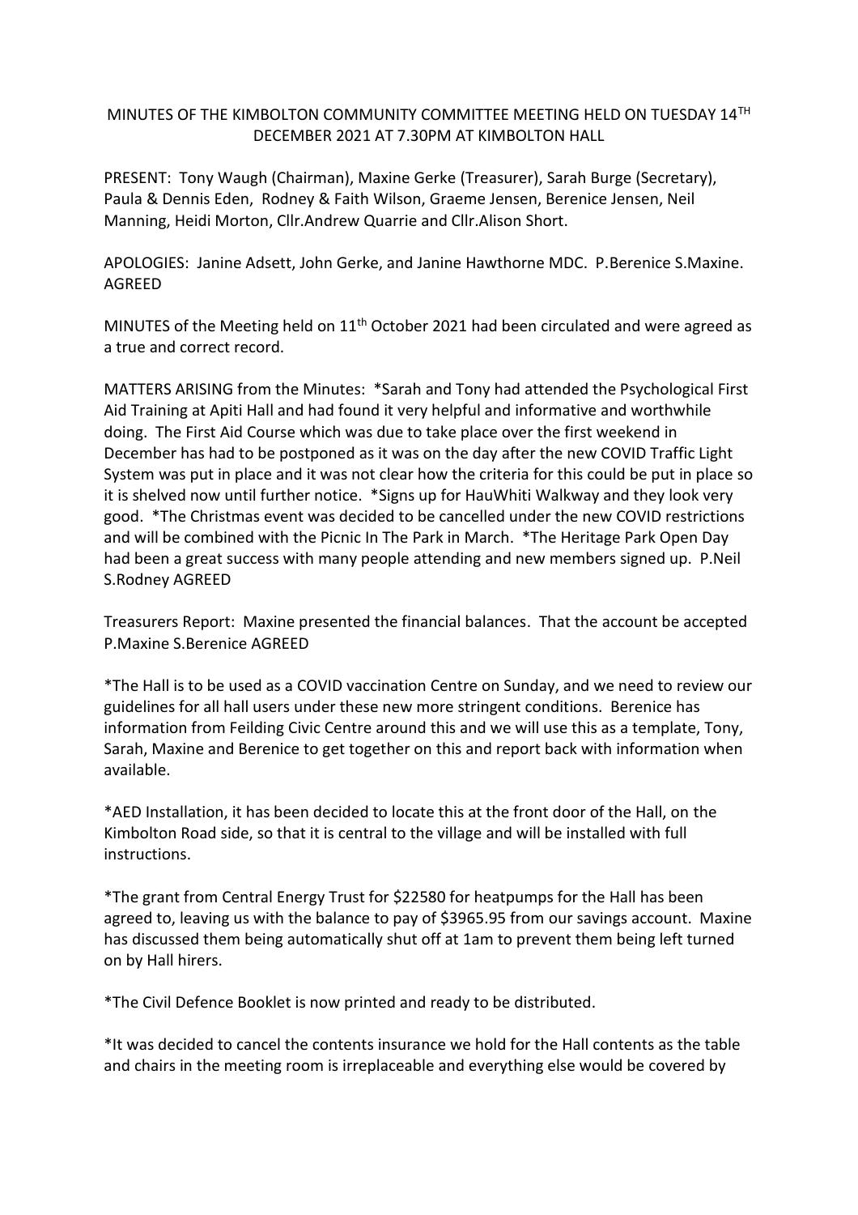MINUTES OF THE KIMBOLTON COMMUNITY COMMITTEE MEETING HELD ON TUESDAY 14TH DECEMBER 2021 AT 7.30PM AT KIMBOLTON HALL

PRESENT: Tony Waugh (Chairman), Maxine Gerke (Treasurer), Sarah Burge (Secretary), Paula & Dennis Eden, Rodney & Faith Wilson, Graeme Jensen, Berenice Jensen, Neil Manning, Heidi Morton, Cllr.Andrew Quarrie and Cllr.Alison Short.

APOLOGIES: Janine Adsett, John Gerke, and Janine Hawthorne MDC. P.Berenice S.Maxine. AGREED

MINUTES of the Meeting held on 11th October 2021 had been circulated and were agreed as a true and correct record.

MATTERS ARISING from the Minutes: *Sarah and Tony had attended the Psychological First Aid Training at Apiti Hall and had found it very helpful and informative and worthwhile doing. The First Aid Course which was due to take place over the first weekend in December has had to be postponed as it was on the day after the new COVID Traffic Light System was put in place and it was not clear how the criteria for this could be put in place so it is shelved now until further notice. *Signs up for HauWhiti Walkway and they look very good. *The Christmas event was decided to be cancelled under the new COVID restrictions and will be combined with the Picnic In The Park in March. *The Heritage Park Open Day had been a great success with many people attending and new members signed up. P.Neil S.Rodney AGREED

Treasurers Report: Maxine presented the financial balances. That the account be accepted P.Maxine S.Berenice AGREED

*The Hall is to be used as a COVID vaccination Centre on Sunday, and we need to review our guidelines for all hall users under these new more stringent conditions. Berenice has information from Feilding Civic Centre around this and we will use this as a template, Tony, Sarah, Maxine and Berenice to get together on this and report back with information when available.

*AED Installation, it has been decided to locate this at the front door of the Hall, on the Kimbolton Road side, so that it is central to the village and will be installed with full instructions.

*The grant from Central Energy Trust for $22580 for heatpumps for the Hall has been agreed to, leaving us with the balance to pay of $3965.95 from our savings account. Maxine has discussed them being automatically shut off at 1am to prevent them being left turned on by Hall hirers.

*The Civil Defence Booklet is now printed and ready to be distributed.

*It was decided to cancel the contents insurance we hold for the Hall contents as the table and chairs in the meeting room is irreplaceable and everything else would be covered by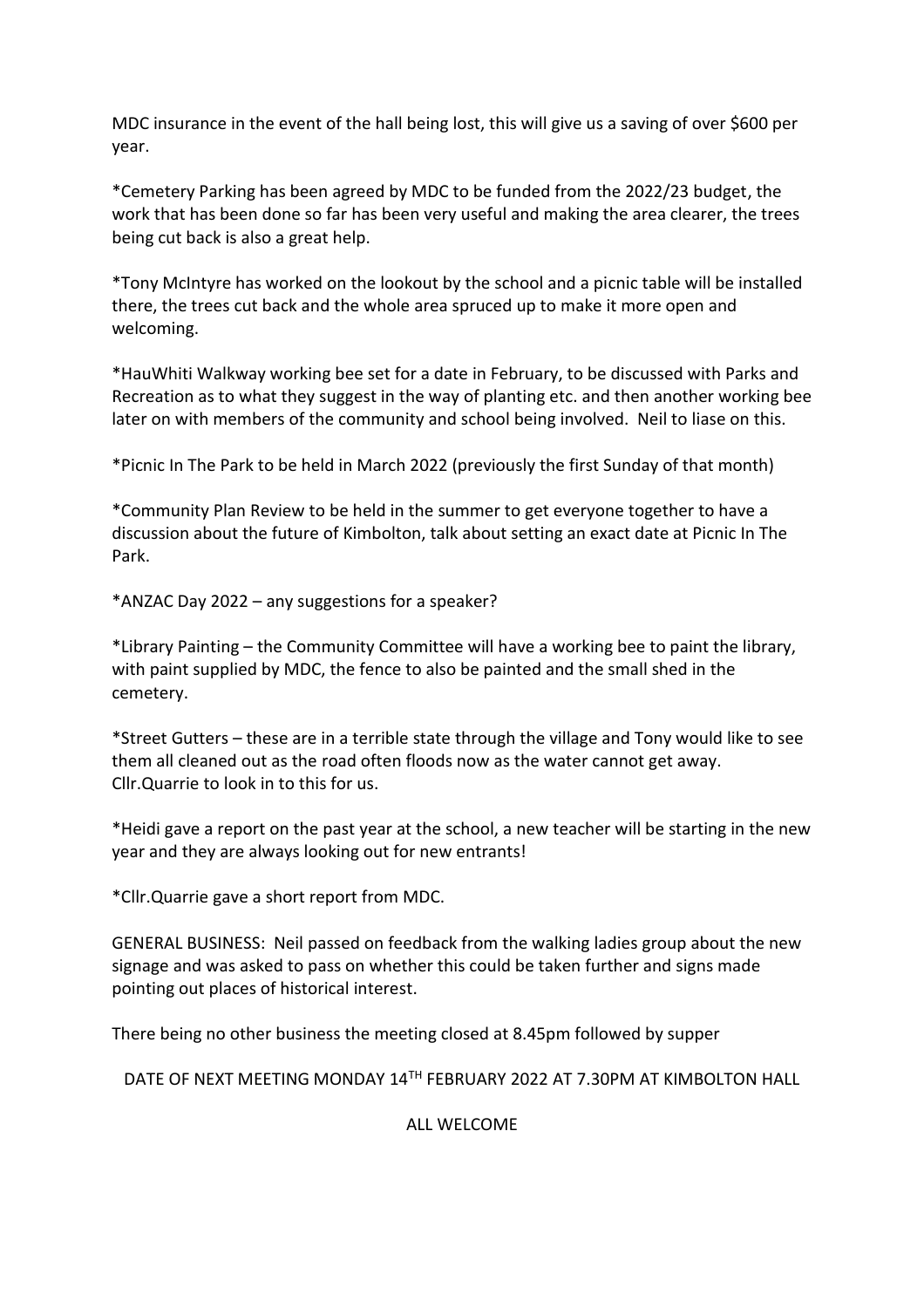MDC insurance in the event of the hall being lost, this will give us a saving of over $600 per year.

*Cemetery Parking has been agreed by MDC to be funded from the 2022/23 budget, the work that has been done so far has been very useful and making the area clearer, the trees being cut back is also a great help.

*Tony McIntyre has worked on the lookout by the school and a picnic table will be installed there, the trees cut back and the whole area spruced up to make it more open and welcoming.

*HauWhiti Walkway working bee set for a date in February, to be discussed with Parks and Recreation as to what they suggest in the way of planting etc. and then another working bee later on with members of the community and school being involved. Neil to liase on this.

*Picnic In The Park to be held in March 2022 (previously the first Sunday of that month)

*Community Plan Review to be held in the summer to get everyone together to have a discussion about the future of Kimbolton, talk about setting an exact date at Picnic In The Park.

*ANZAC Day 2022 – any suggestions for a speaker?

*Library Painting – the Community Committee will have a working bee to paint the library, with paint supplied by MDC, the fence to also be painted and the small shed in the cemetery.

*Street Gutters – these are in a terrible state through the village and Tony would like to see them all cleaned out as the road often floods now as the water cannot get away. Cllr.Quarrie to look in to this for us.

*Heidi gave a report on the past year at the school, a new teacher will be starting in the new year and they are always looking out for new entrants!

*Cllr.Quarrie gave a short report from MDC.

GENERAL BUSINESS: Neil passed on feedback from the walking ladies group about the new signage and was asked to pass on whether this could be taken further and signs made pointing out places of historical interest.

There being no other business the meeting closed at 8.45pm followed by supper

DATE OF NEXT MEETING MONDAY 14TH FEBRUARY 2022 AT 7.30PM AT KIMBOLTON HALL

ALL WELCOME